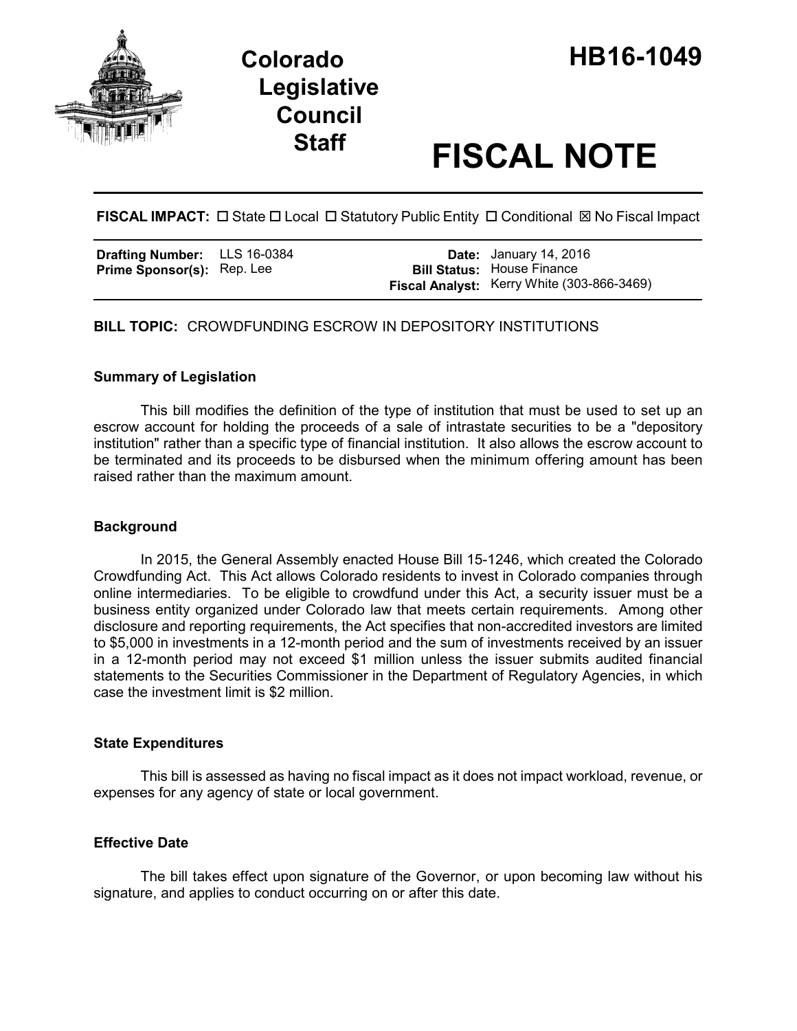# Colorado Legislative Council Staff

# HB16-1049

# FISCAL NOTE

**FISCAL IMPACT:** ☐ State ☐ Local ☐ Statutory Public Entity ☐ Conditional ☒ No Fiscal Impact

| | | | |
|---|---|---|---|
| **Drafting Number:** | LLS 16-0384 | **Date:** | January 14, 2016 |
| **Prime Sponsor(s):** | Rep. Lee | **Bill Status:** | House Finance |
| | | **Fiscal Analyst:** | Kerry White (303-866-3469) |

**BILL TOPIC:** CROWDFUNDING ESCROW IN DEPOSITORY INSTITUTIONS

### Summary of Legislation

This bill modifies the definition of the type of institution that must be used to set up an escrow account for holding the proceeds of a sale of intrastate securities to be a "depository institution" rather than a specific type of financial institution. It also allows the escrow account to be terminated and its proceeds to be disbursed when the minimum offering amount has been raised rather than the maximum amount.

### Background

In 2015, the General Assembly enacted House Bill 15-1246, which created the Colorado Crowdfunding Act. This Act allows Colorado residents to invest in Colorado companies through online intermediaries. To be eligible to crowdfund under this Act, a security issuer must be a business entity organized under Colorado law that meets certain requirements. Among other disclosure and reporting requirements, the Act specifies that non-accredited investors are limited to $5,000 in investments in a 12-month period and the sum of investments received by an issuer in a 12-month period may not exceed $1 million unless the issuer submits audited financial statements to the Securities Commissioner in the Department of Regulatory Agencies, in which case the investment limit is $2 million.

### State Expenditures

This bill is assessed as having no fiscal impact as it does not impact workload, revenue, or expenses for any agency of state or local government.

### Effective Date

The bill takes effect upon signature of the Governor, or upon becoming law without his signature, and applies to conduct occurring on or after this date.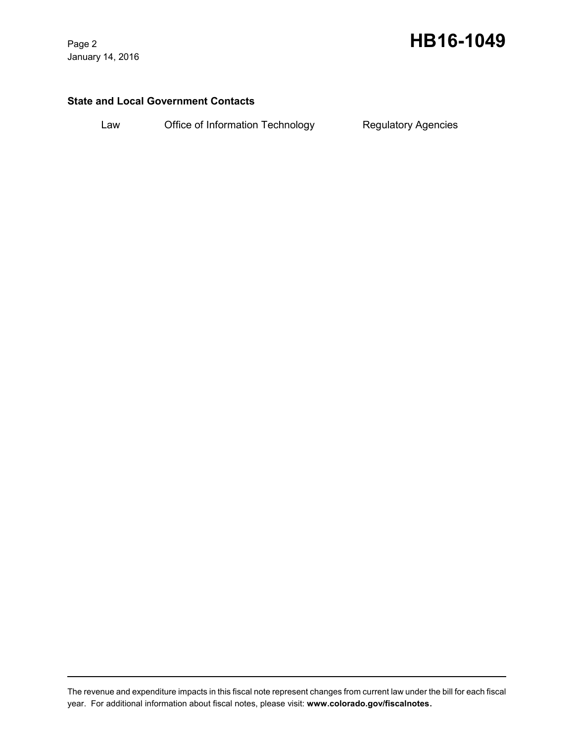**State and Local Government Contacts**

Law Office of Information Technology Regulatory Agencies

The revenue and expenditure impacts in this fiscal note represent changes from current law under the bill for each fiscal year. For additional information about fiscal notes, please visit: **www.colorado.gov/fiscalnotes.**